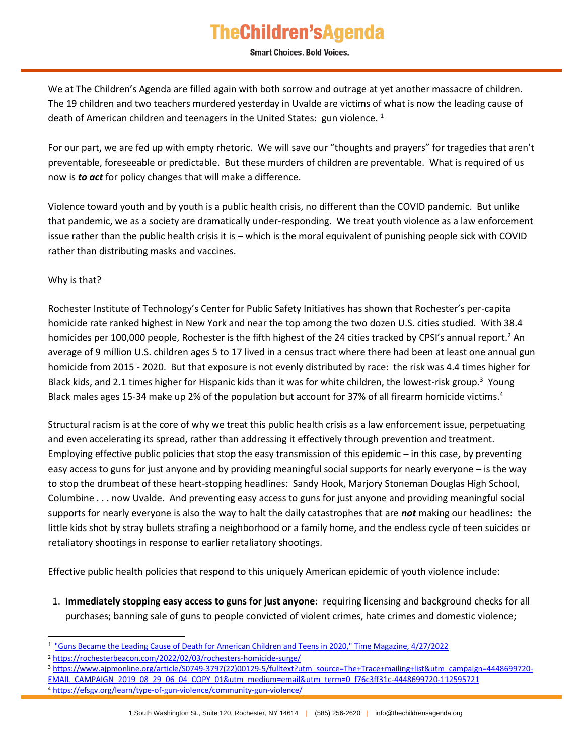# TheChildren'sAgenda

**Smart Choices. Bold Voices.**

We at The Children's Agenda are filled again with both sorrow and outrage at yet another massacre of children. The 19 children and two teachers murdered yesterday in Uvalde are victims of what is now the leading cause of death of American children and teenagers in the United States: gun violence. [1]

For our part, we are fed up with empty rhetoric. We will save our "thoughts and prayers" for tragedies that aren't preventable, foreseeable or predictable. But these murders of children are preventable. What is required of us now is ***to act*** for policy changes that will make a difference.

Violence toward youth and by youth is a public health crisis, no different than the COVID pandemic. But unlike that pandemic, we as a society are dramatically under-responding. We treat youth violence as a law enforcement issue rather than the public health crisis it is – which is the moral equivalent of punishing people sick with COVID rather than distributing masks and vaccines.

Why is that?

Rochester Institute of Technology's Center for Public Safety Initiatives has shown that Rochester's per-capita homicide rate ranked highest in New York and near the top among the two dozen U.S. cities studied. With 38.4 homicides per 100,000 people, Rochester is the fifth highest of the 24 cities tracked by CPSI's annual report.[2] An average of 9 million U.S. children ages 5 to 17 lived in a census tract where there had been at least one annual gun homicide from 2015 - 2020. But that exposure is not evenly distributed by race: the risk was 4.4 times higher for Black kids, and 2.1 times higher for Hispanic kids than it was for white children, the lowest-risk group.[3] Young Black males ages 15-34 make up 2% of the population but account for 37% of all firearm homicide victims.[4]

Structural racism is at the core of why we treat this public health crisis as a law enforcement issue, perpetuating and even accelerating its spread, rather than addressing it effectively through prevention and treatment. Employing effective public policies that stop the easy transmission of this epidemic – in this case, by preventing easy access to guns for just anyone and by providing meaningful social supports for nearly everyone – is the way to stop the drumbeat of these heart-stopping headlines: Sandy Hook, Marjory Stoneman Douglas High School, Columbine . . . now Uvalde. And preventing easy access to guns for just anyone and providing meaningful social supports for nearly everyone is also the way to halt the daily catastrophes that are ***not*** making our headlines: the little kids shot by stray bullets strafing a neighborhood or a family home, and the endless cycle of teen suicides or retaliatory shootings in response to earlier retaliatory shootings.

Effective public health policies that respond to this uniquely American epidemic of youth violence include:

1. **Immediately stopping easy access to guns for just anyone**: requiring licensing and background checks for all purchases; banning sale of guns to people convicted of violent crimes, hate crimes and domestic violence;

---

[1] "Guns Became the Leading Cause of Death for American Children and Teens in 2020," Time Magazine, 4/27/2022

[2] https://rochesterbeacon.com/2022/02/03/rochesters-homicide-surge/

[3] https://www.ajpmonline.org/article/S0749-3797(22)00129-5/fulltext?utm_source=The+Trace+mailing+list&utm_campaign=4448699720-EMAIL_CAMPAIGN_2019_08_29_06_04_COPY_01&utm_medium=email&utm_term=0_f76c3ff31c-4448699720-112595721

[4] https://efsgv.org/learn/type-of-gun-violence/community-gun-violence/

1 South Washington St., Suite 120, Rochester, NY 14614 | (585) 256-2620 | info@thechildrensagenda.org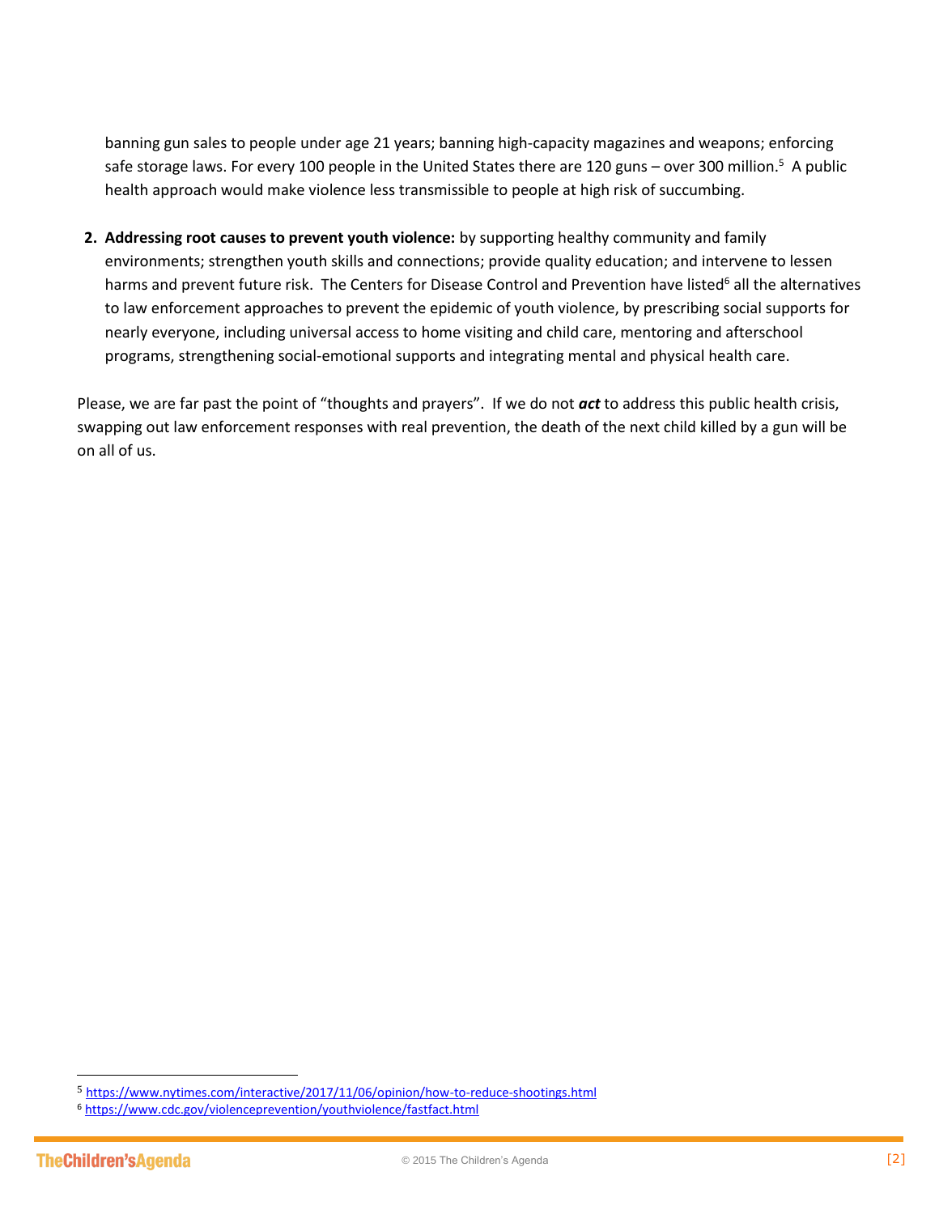banning gun sales to people under age 21 years; banning high-capacity magazines and weapons; enforcing safe storage laws. For every 100 people in the United States there are 120 guns – over 300 million.[5] A public health approach would make violence less transmissible to people at high risk of succumbing.

2. **Addressing root causes to prevent youth violence:** by supporting healthy community and family environments; strengthen youth skills and connections; provide quality education; and intervene to lessen harms and prevent future risk. The Centers for Disease Control and Prevention have listed[6] all the alternatives to law enforcement approaches to prevent the epidemic of youth violence, by prescribing social supports for nearly everyone, including universal access to home visiting and child care, mentoring and afterschool programs, strengthening social-emotional supports and integrating mental and physical health care.

Please, we are far past the point of "thoughts and prayers". If we do not ***act*** to address this public health crisis, swapping out law enforcement responses with real prevention, the death of the next child killed by a gun will be on all of us.

[5] https://www.nytimes.com/interactive/2017/11/06/opinion/how-to-reduce-shootings.html

[6] https://www.cdc.gov/violenceprevention/youthviolence/fastfact.html